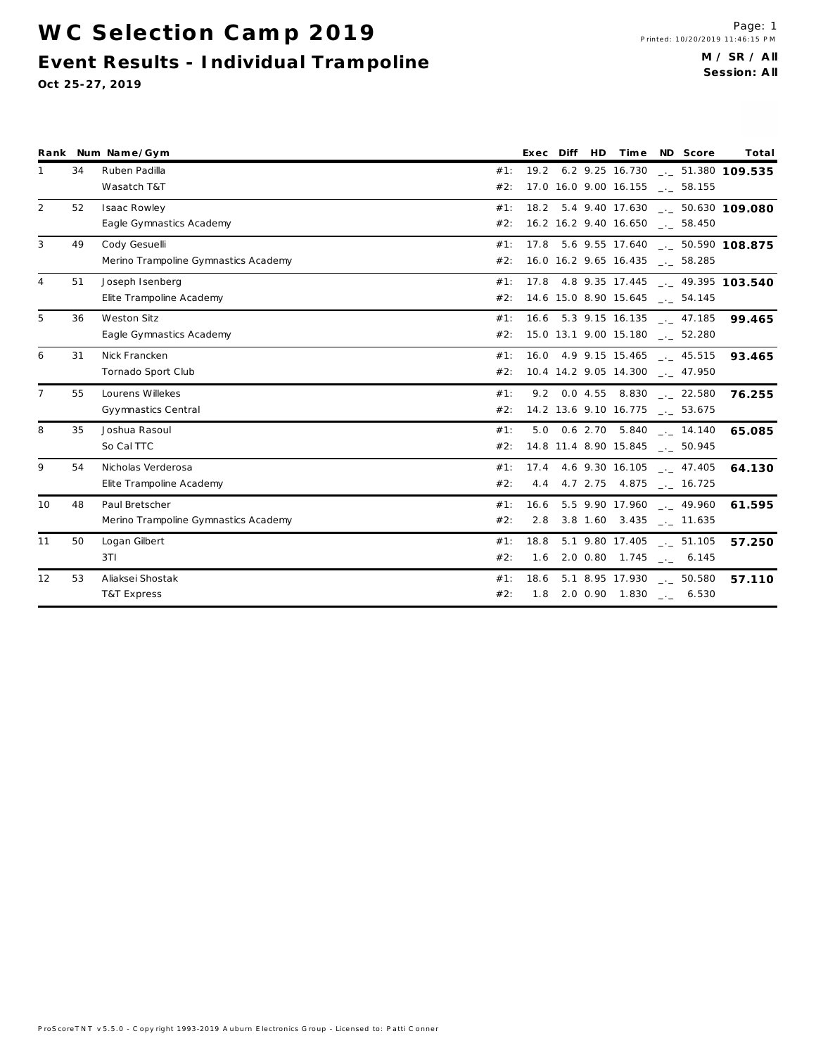# WC Selection Camp 2019

## Event Results - Individual Trampoline

**Oct 25-27, 2019**

Printed: 10/20/2019 11:46:15 PM

**M / SR / All**
**Session: All**

| Rank | Num | Name/Gym | | Exec | Diff | HD | Time | ND | Score | Total |
|---|---|---|---|---|---|---|---|---|---|---|
| 1 | 34 | Ruben Padilla | #1: | 19.2 | 6.2 | 9.25 | 16.730 | _._ | 51.380 | **109.535** |
| | | Wasatch T&T | #2: | 17.0 | 16.0 | 9.00 | 16.155 | _._ | 58.155 | |
| 2 | 52 | Isaac Rowley | #1: | 18.2 | 5.4 | 9.40 | 17.630 | _._ | 50.630 | **109.080** |
| | | Eagle Gymnastics Academy | #2: | 16.2 | 16.2 | 9.40 | 16.650 | _._ | 58.450 | |
| 3 | 49 | Cody Gesuelli | #1: | 17.8 | 5.6 | 9.55 | 17.640 | _._ | 50.590 | **108.875** |
| | | Merino Trampoline Gymnastics Academy | #2: | 16.0 | 16.2 | 9.65 | 16.435 | _._ | 58.285 | |
| 4 | 51 | Joseph Isenberg | #1: | 17.8 | 4.8 | 9.35 | 17.445 | _._ | 49.395 | **103.540** |
| | | Elite Trampoline Academy | #2: | 14.6 | 15.0 | 8.90 | 15.645 | _._ | 54.145 | |
| 5 | 36 | Weston Sitz | #1: | 16.6 | 5.3 | 9.15 | 16.135 | _._ | 47.185 | **99.465** |
| | | Eagle Gymnastics Academy | #2: | 15.0 | 13.1 | 9.00 | 15.180 | _._ | 52.280 | |
| 6 | 31 | Nick Francken | #1: | 16.0 | 4.9 | 9.15 | 15.465 | _._ | 45.515 | **93.465** |
| | | Tornado Sport Club | #2: | 10.4 | 14.2 | 9.05 | 14.300 | _._ | 47.950 | |
| 7 | 55 | Lourens Willekes | #1: | 9.2 | 0.0 | 4.55 | 8.830 | _._ | 22.580 | **76.255** |
| | | Gyymnastics Central | #2: | 14.2 | 13.6 | 9.10 | 16.775 | _._ | 53.675 | |
| 8 | 35 | Joshua Rasoul | #1: | 5.0 | 0.6 | 2.70 | 5.840 | _._ | 14.140 | **65.085** |
| | | So Cal TTC | #2: | 14.8 | 11.4 | 8.90 | 15.845 | _._ | 50.945 | |
| 9 | 54 | Nicholas Verderosa | #1: | 17.4 | 4.6 | 9.30 | 16.105 | _._ | 47.405 | **64.130** |
| | | Elite Trampoline Academy | #2: | 4.4 | 4.7 | 2.75 | 4.875 | _._ | 16.725 | |
| 10 | 48 | Paul Bretscher | #1: | 16.6 | 5.5 | 9.90 | 17.960 | _._ | 49.960 | **61.595** |
| | | Merino Trampoline Gymnastics Academy | #2: | 2.8 | 3.8 | 1.60 | 3.435 | _._ | 11.635 | |
| 11 | 50 | Logan Gilbert | #1: | 18.8 | 5.1 | 9.80 | 17.405 | _._ | 51.105 | **57.250** |
| | | 3TI | #2: | 1.6 | 2.0 | 0.80 | 1.745 | _._ | 6.145 | |
| 12 | 53 | Aliaksei Shostak | #1: | 18.6 | 5.1 | 8.95 | 17.930 | _._ | 50.580 | **57.110** |
| | | T&T Express | #2: | 1.8 | 2.0 | 0.90 | 1.830 | _._ | 6.530 | |

ProScoreTNT v5.5.0 - Copyright 1993-2019 Auburn Electronics Group - Licensed to: Patti Conner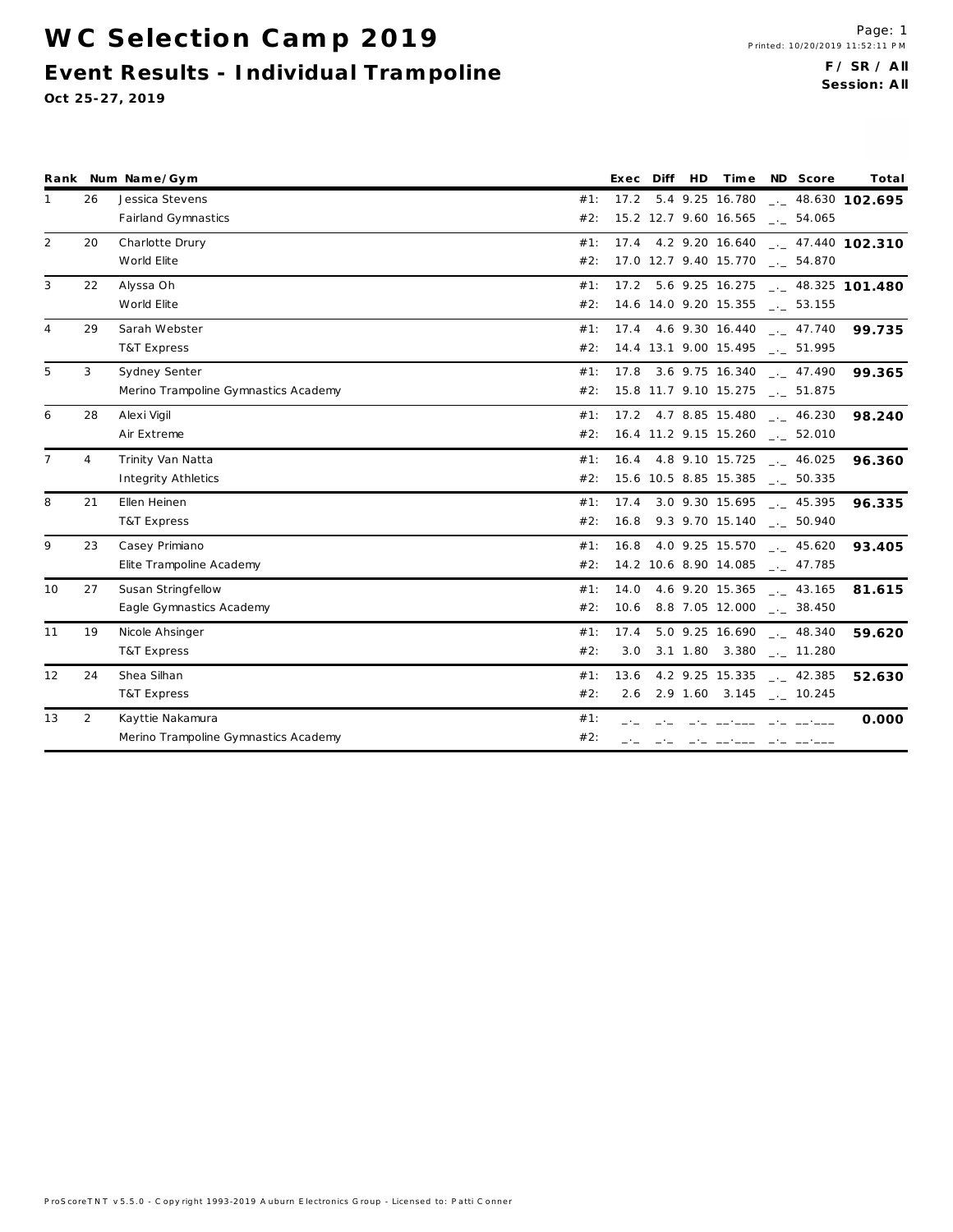# WC Selection Camp 2019

## Event Results - Individual Trampoline

**Oct 25-27, 2019**

**F / SR / All**
**Session: All**

| Rank | Num | Name/Gym | | Exec | Diff | HD | Time | ND | Score | Total |
|---|---|---|---|---|---|---|---|---|---|---|
| 1 | 26 | Jessica Stevens | #1: | 17.2 | 5.4 | 9.25 | 16.780 | _._ | 48.630 | **102.695** |
| | | Fairland Gymnastics | #2: | 15.2 | 12.7 | 9.60 | 16.565 | _._ | 54.065 | |
| 2 | 20 | Charlotte Drury | #1: | 17.4 | 4.2 | 9.20 | 16.640 | _._ | 47.440 | **102.310** |
| | | World Elite | #2: | 17.0 | 12.7 | 9.40 | 15.770 | _._ | 54.870 | |
| 3 | 22 | Alyssa Oh | #1: | 17.2 | 5.6 | 9.25 | 16.275 | _._ | 48.325 | **101.480** |
| | | World Elite | #2: | 14.6 | 14.0 | 9.20 | 15.355 | _._ | 53.155 | |
| 4 | 29 | Sarah Webster | #1: | 17.4 | 4.6 | 9.30 | 16.440 | _._ | 47.740 | **99.735** |
| | | T&T Express | #2: | 14.4 | 13.1 | 9.00 | 15.495 | _._ | 51.995 | |
| 5 | 3 | Sydney Senter | #1: | 17.8 | 3.6 | 9.75 | 16.340 | _._ | 47.490 | **99.365** |
| | | Merino Trampoline Gymnastics Academy | #2: | 15.8 | 11.7 | 9.10 | 15.275 | _._ | 51.875 | |
| 6 | 28 | Alexi Vigil | #1: | 17.2 | 4.7 | 8.85 | 15.480 | _._ | 46.230 | **98.240** |
| | | Air Extreme | #2: | 16.4 | 11.2 | 9.15 | 15.260 | _._ | 52.010 | |
| 7 | 4 | Trinity Van Natta | #1: | 16.4 | 4.8 | 9.10 | 15.725 | _._ | 46.025 | **96.360** |
| | | Integrity Athletics | #2: | 15.6 | 10.5 | 8.85 | 15.385 | _._ | 50.335 | |
| 8 | 21 | Ellen Heinen | #1: | 17.4 | 3.0 | 9.30 | 15.695 | _._ | 45.395 | **96.335** |
| | | T&T Express | #2: | 16.8 | 9.3 | 9.70 | 15.140 | _._ | 50.940 | |
| 9 | 23 | Casey Primiano | #1: | 16.8 | 4.0 | 9.25 | 15.570 | _._ | 45.620 | **93.405** |
| | | Elite Trampoline Academy | #2: | 14.2 | 10.6 | 8.90 | 14.085 | _._ | 47.785 | |
| 10 | 27 | Susan Stringfellow | #1: | 14.0 | 4.6 | 9.20 | 15.365 | _._ | 43.165 | **81.615** |
| | | Eagle Gymnastics Academy | #2: | 10.6 | 8.8 | 7.05 | 12.000 | _._ | 38.450 | |
| 11 | 19 | Nicole Ahsinger | #1: | 17.4 | 5.0 | 9.25 | 16.690 | _._ | 48.340 | **59.620** |
| | | T&T Express | #2: | 3.0 | 3.1 | 1.80 | 3.380 | _._ | 11.280 | |
| 12 | 24 | Shea Silhan | #1: | 13.6 | 4.2 | 9.25 | 15.335 | _._ | 42.385 | **52.630** |
| | | T&T Express | #2: | 2.6 | 2.9 | 1.60 | 3.145 | _._ | 10.245 | |
| 13 | 2 | Kayttie Nakamura | #1: | _._ | _._ | _._ | __.___ | _._ | __.___ | **0.000** |
| | | Merino Trampoline Gymnastics Academy | #2: | _._ | _._ | _._ | __.___ | _._ | __.___ | |

ProScoreTNT v5.5.0 - Copyright 1993-2019 Auburn Electronics Group - Licensed to: Patti Conner